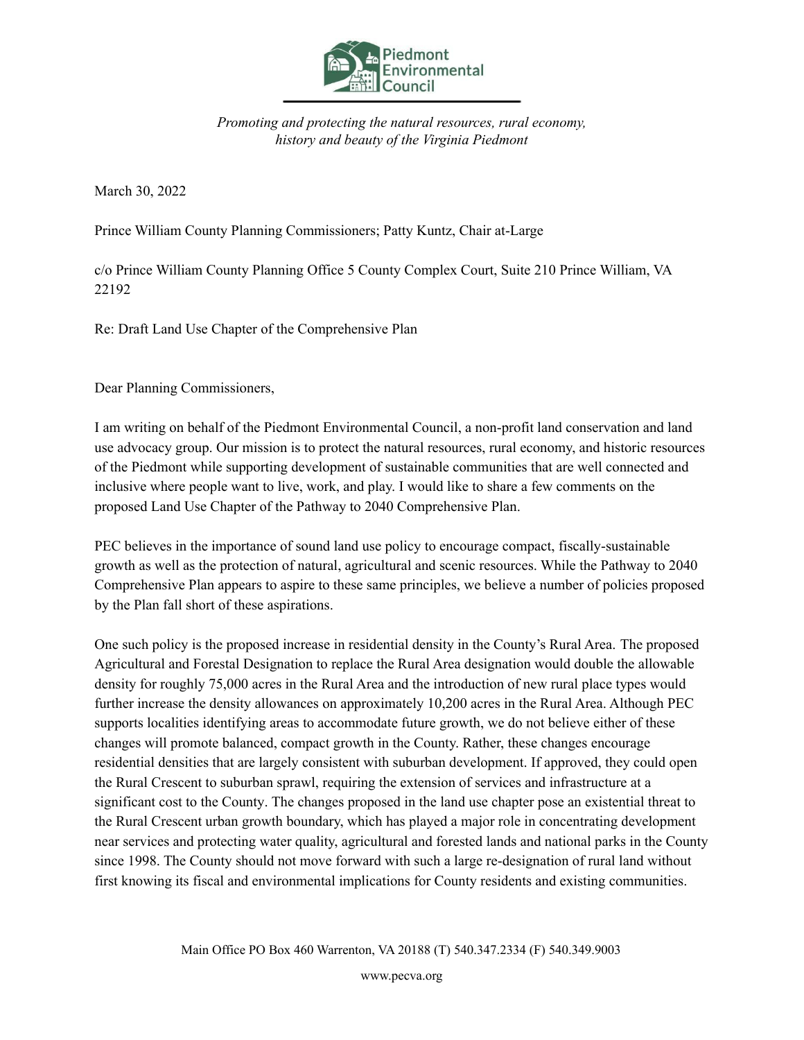Piedmont Environmental Council

*Promoting and protecting the natural resources, rural economy, history and beauty of the Virginia Piedmont*

March 30, 2022

Prince William County Planning Commissioners; Patty Kuntz, Chair at-Large

c/o Prince William County Planning Office 5 County Complex Court, Suite 210 Prince William, VA 22192

Re: Draft Land Use Chapter of the Comprehensive Plan

Dear Planning Commissioners,

I am writing on behalf of the Piedmont Environmental Council, a non-profit land conservation and land use advocacy group. Our mission is to protect the natural resources, rural economy, and historic resources of the Piedmont while supporting development of sustainable communities that are well connected and inclusive where people want to live, work, and play. I would like to share a few comments on the proposed Land Use Chapter of the Pathway to 2040 Comprehensive Plan.

PEC believes in the importance of sound land use policy to encourage compact, fiscally-sustainable growth as well as the protection of natural, agricultural and scenic resources. While the Pathway to 2040 Comprehensive Plan appears to aspire to these same principles, we believe a number of policies proposed by the Plan fall short of these aspirations.

One such policy is the proposed increase in residential density in the County's Rural Area. The proposed Agricultural and Forestal Designation to replace the Rural Area designation would double the allowable density for roughly 75,000 acres in the Rural Area and the introduction of new rural place types would further increase the density allowances on approximately 10,200 acres in the Rural Area. Although PEC supports localities identifying areas to accommodate future growth, we do not believe either of these changes will promote balanced, compact growth in the County. Rather, these changes encourage residential densities that are largely consistent with suburban development. If approved, they could open the Rural Crescent to suburban sprawl, requiring the extension of services and infrastructure at a significant cost to the County. The changes proposed in the land use chapter pose an existential threat to the Rural Crescent urban growth boundary, which has played a major role in concentrating development near services and protecting water quality, agricultural and forested lands and national parks in the County since 1998. The County should not move forward with such a large re-designation of rural land without first knowing its fiscal and environmental implications for County residents and existing communities.

Main Office PO Box 460 Warrenton, VA 20188 (T) 540.347.2334 (F) 540.349.9003

www.pecva.org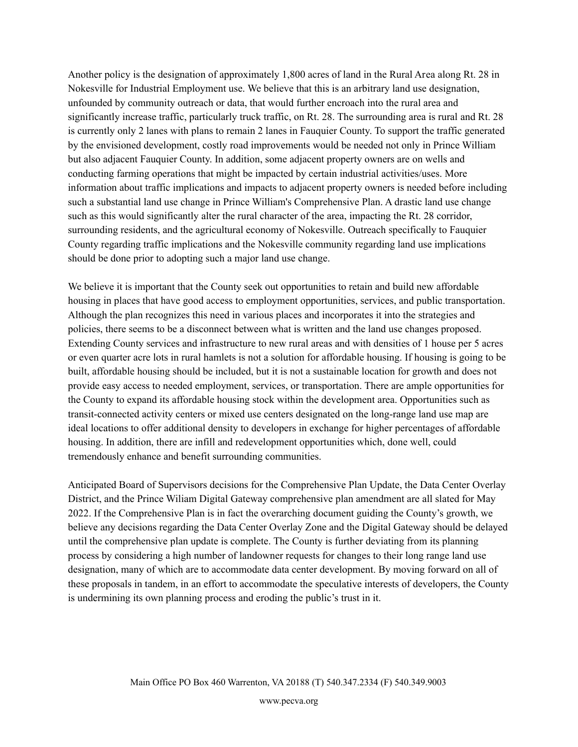Another policy is the designation of approximately 1,800 acres of land in the Rural Area along Rt. 28 in Nokesville for Industrial Employment use. We believe that this is an arbitrary land use designation, unfounded by community outreach or data, that would further encroach into the rural area and significantly increase traffic, particularly truck traffic, on Rt. 28. The surrounding area is rural and Rt. 28 is currently only 2 lanes with plans to remain 2 lanes in Fauquier County. To support the traffic generated by the envisioned development, costly road improvements would be needed not only in Prince William but also adjacent Fauquier County. In addition, some adjacent property owners are on wells and conducting farming operations that might be impacted by certain industrial activities/uses. More information about traffic implications and impacts to adjacent property owners is needed before including such a substantial land use change in Prince William's Comprehensive Plan. A drastic land use change such as this would significantly alter the rural character of the area, impacting the Rt. 28 corridor, surrounding residents, and the agricultural economy of Nokesville. Outreach specifically to Fauquier County regarding traffic implications and the Nokesville community regarding land use implications should be done prior to adopting such a major land use change.

We believe it is important that the County seek out opportunities to retain and build new affordable housing in places that have good access to employment opportunities, services, and public transportation. Although the plan recognizes this need in various places and incorporates it into the strategies and policies, there seems to be a disconnect between what is written and the land use changes proposed. Extending County services and infrastructure to new rural areas and with densities of 1 house per 5 acres or even quarter acre lots in rural hamlets is not a solution for affordable housing. If housing is going to be built, affordable housing should be included, but it is not a sustainable location for growth and does not provide easy access to needed employment, services, or transportation. There are ample opportunities for the County to expand its affordable housing stock within the development area. Opportunities such as transit-connected activity centers or mixed use centers designated on the long-range land use map are ideal locations to offer additional density to developers in exchange for higher percentages of affordable housing. In addition, there are infill and redevelopment opportunities which, done well, could tremendously enhance and benefit surrounding communities.

Anticipated Board of Supervisors decisions for the Comprehensive Plan Update, the Data Center Overlay District, and the Prince Wiliam Digital Gateway comprehensive plan amendment are all slated for May 2022. If the Comprehensive Plan is in fact the overarching document guiding the County's growth, we believe any decisions regarding the Data Center Overlay Zone and the Digital Gateway should be delayed until the comprehensive plan update is complete. The County is further deviating from its planning process by considering a high number of landowner requests for changes to their long range land use designation, many of which are to accommodate data center development. By moving forward on all of these proposals in tandem, in an effort to accommodate the speculative interests of developers, the County is undermining its own planning process and eroding the public's trust in it.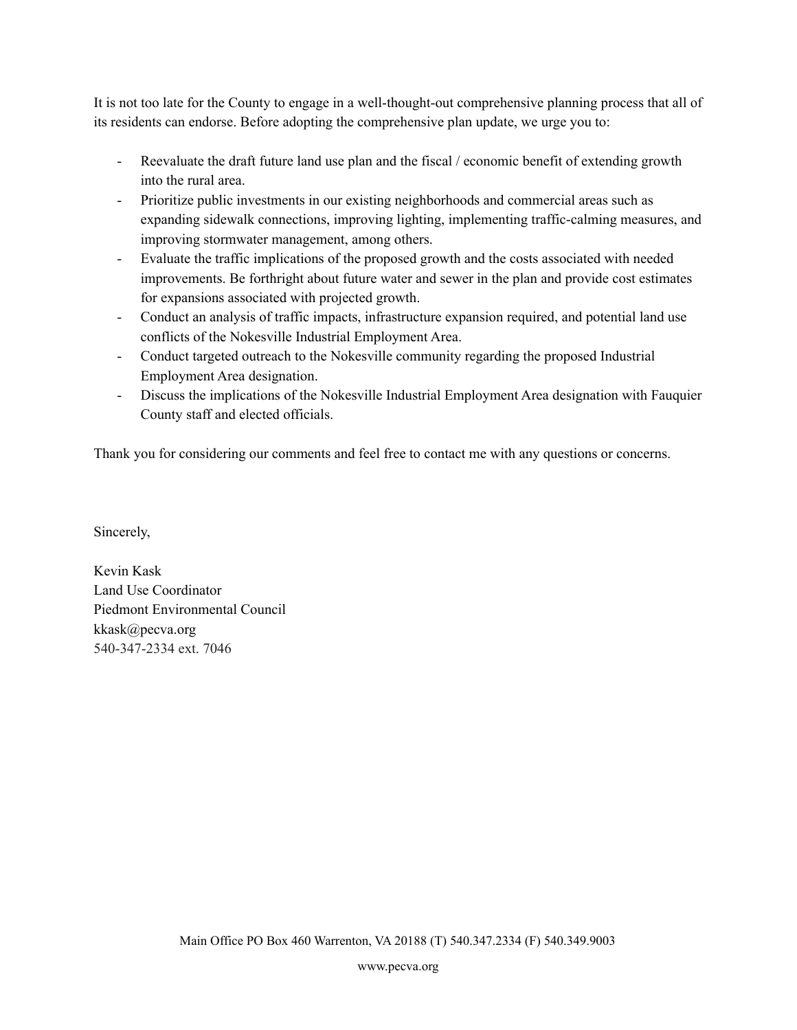It is not too late for the County to engage in a well-thought-out comprehensive planning process that all of its residents can endorse. Before adopting the comprehensive plan update, we urge you to:

- Reevaluate the draft future land use plan and the fiscal / economic benefit of extending growth into the rural area.
- Prioritize public investments in our existing neighborhoods and commercial areas such as expanding sidewalk connections, improving lighting, implementing traffic-calming measures, and improving stormwater management, among others.
- Evaluate the traffic implications of the proposed growth and the costs associated with needed improvements. Be forthright about future water and sewer in the plan and provide cost estimates for expansions associated with projected growth.
- Conduct an analysis of traffic impacts, infrastructure expansion required, and potential land use conflicts of the Nokesville Industrial Employment Area.
- Conduct targeted outreach to the Nokesville community regarding the proposed Industrial Employment Area designation.
- Discuss the implications of the Nokesville Industrial Employment Area designation with Fauquier County staff and elected officials.

Thank you for considering our comments and feel free to contact me with any questions or concerns.

Sincerely,

Kevin Kask
Land Use Coordinator
Piedmont Environmental Council
kkask@pecva.org
540-347-2334 ext. 7046

Main Office PO Box 460 Warrenton, VA 20188 (T) 540.347.2334 (F) 540.349.9003

www.pecva.org